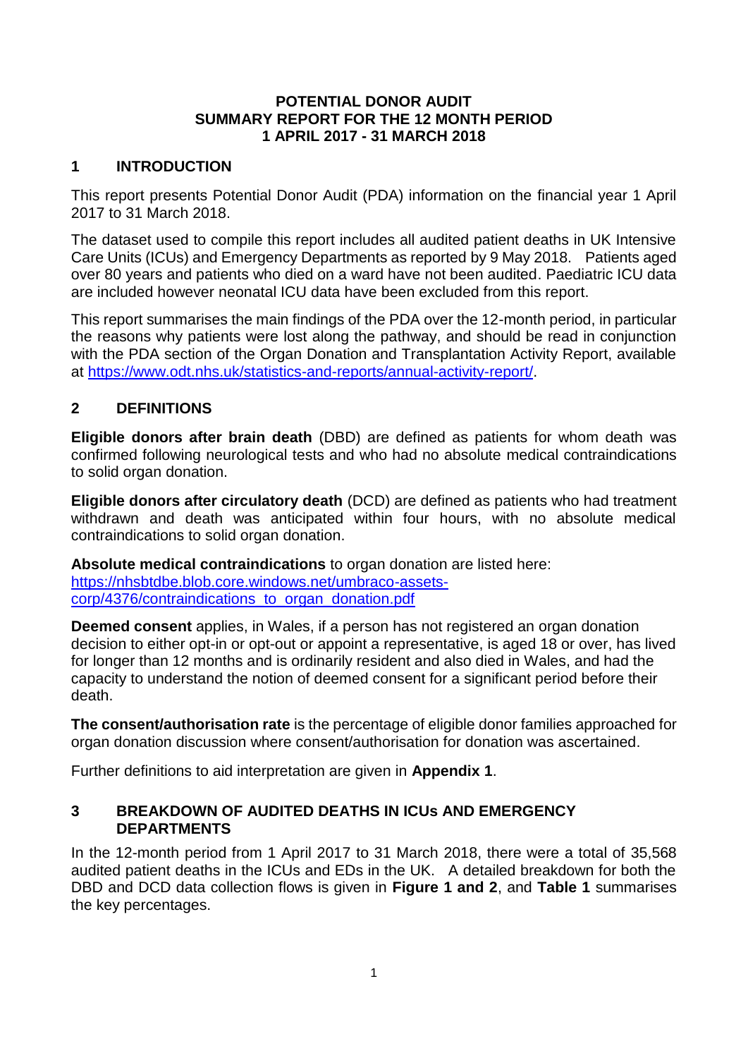# POTENTIAL DONOR AUDIT
# SUMMARY REPORT FOR THE 12 MONTH PERIOD
# 1 APRIL 2017 - 31 MARCH 2018

## 1 INTRODUCTION

This report presents Potential Donor Audit (PDA) information on the financial year 1 April 2017 to 31 March 2018.

The dataset used to compile this report includes all audited patient deaths in UK Intensive Care Units (ICUs) and Emergency Departments as reported by 9 May 2018. Patients aged over 80 years and patients who died on a ward have not been audited. Paediatric ICU data are included however neonatal ICU data have been excluded from this report.

This report summarises the main findings of the PDA over the 12-month period, in particular the reasons why patients were lost along the pathway, and should be read in conjunction with the PDA section of the Organ Donation and Transplantation Activity Report, available at https://www.odt.nhs.uk/statistics-and-reports/annual-activity-report/.

## 2 DEFINITIONS

**Eligible donors after brain death** (DBD) are defined as patients for whom death was confirmed following neurological tests and who had no absolute medical contraindications to solid organ donation.

**Eligible donors after circulatory death** (DCD) are defined as patients who had treatment withdrawn and death was anticipated within four hours, with no absolute medical contraindications to solid organ donation.

**Absolute medical contraindications** to organ donation are listed here:
https://nhsbtdbe.blob.core.windows.net/umbraco-assets-corp/4376/contraindications_to_organ_donation.pdf

**Deemed consent** applies, in Wales, if a person has not registered an organ donation decision to either opt-in or opt-out or appoint a representative, is aged 18 or over, has lived for longer than 12 months and is ordinarily resident and also died in Wales, and had the capacity to understand the notion of deemed consent for a significant period before their death.

**The consent/authorisation rate** is the percentage of eligible donor families approached for organ donation discussion where consent/authorisation for donation was ascertained.

Further definitions to aid interpretation are given in **Appendix 1**.

## 3 BREAKDOWN OF AUDITED DEATHS IN ICUs AND EMERGENCY DEPARTMENTS

In the 12-month period from 1 April 2017 to 31 March 2018, there were a total of 35,568 audited patient deaths in the ICUs and EDs in the UK. A detailed breakdown for both the DBD and DCD data collection flows is given in **Figure 1 and 2**, and **Table 1** summarises the key percentages.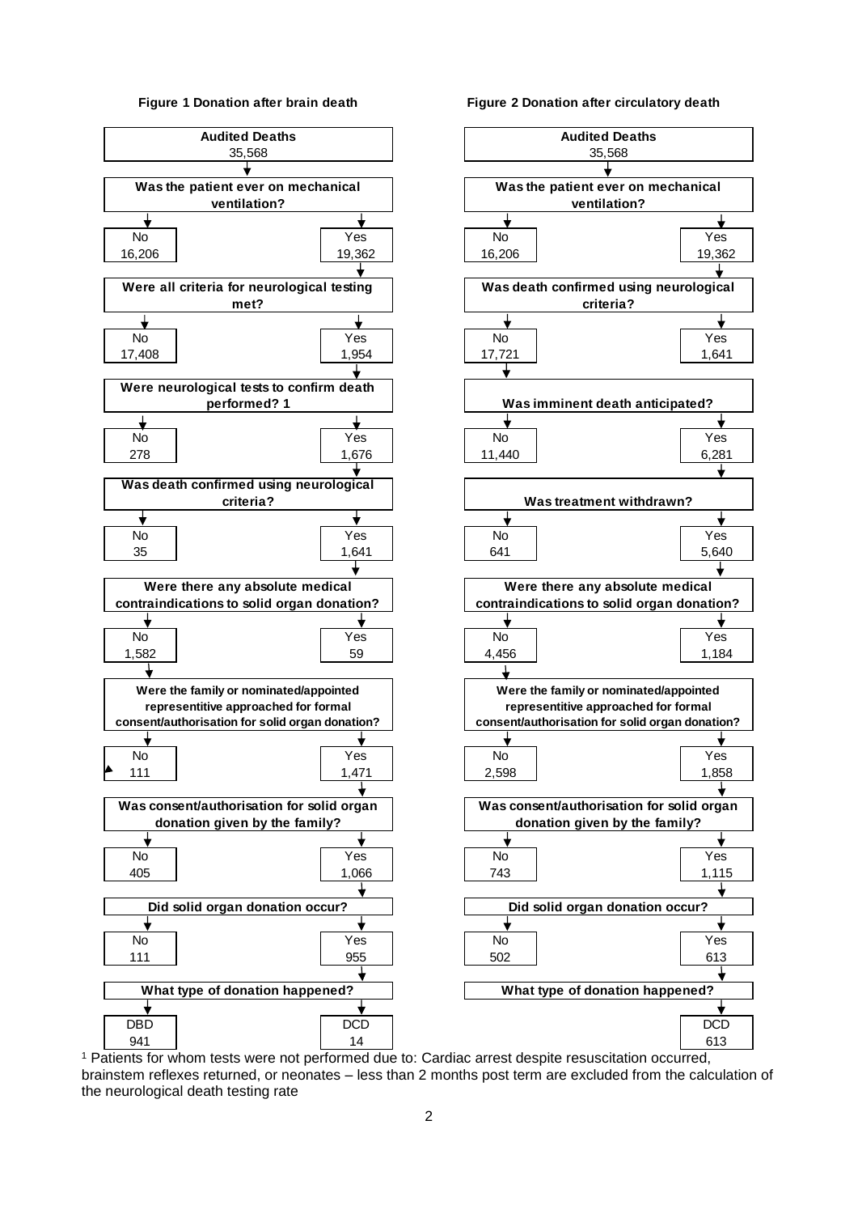**Figure 1 Donation after brain death**

| Step | No | Yes |
| --- | --- | --- |
| **Audited Deaths** 35,568 | | |
| **Was the patient ever on mechanical ventilation?** | 16,206 | 19,362 |
| **Were all criteria for neurological testing met?** | 17,408 | 1,954 |
| **Were neurological tests to confirm death performed? 1** | 278 | 1,676 |
| **Was death confirmed using neurological criteria?** | 35 | 1,641 |
| **Were there any absolute medical contraindications to solid organ donation?** | 1,582 | 59 |
| **Were the family or nominated/appointed representitive approached for formal consent/authorisation for solid organ donation?** | 111 | 1,471 |
| **Was consent/authorisation for solid organ donation given by the family?** | 405 | 1,066 |
| **Did solid organ donation occur?** | 111 | 955 |

| **What type of donation happened?** | DBD | DCD |
| --- | --- | --- |
| | 941 | 14 |

**Figure 2 Donation after circulatory death**

| Step | No | Yes |
| --- | --- | --- |
| **Audited Deaths** 35,568 | | |
| **Was the patient ever on mechanical ventilation?** | 16,206 | 19,362 |
| **Was death confirmed using neurological criteria?** | 17,721 | 1,641 |
| **Was imminent death anticipated?** | 11,440 | 6,281 |
| **Was treatment withdrawn?** | 641 | 5,640 |
| **Were there any absolute medical contraindications to solid organ donation?** | 4,456 | 1,184 |
| **Were the family or nominated/appointed representitive approached for formal consent/authorisation for solid organ donation?** | 2,598 | 1,858 |
| **Was consent/authorisation for solid organ donation given by the family?** | 743 | 1,115 |
| **Did solid organ donation occur?** | 502 | 613 |

| **What type of donation happened?** | DCD |
| --- | --- |
| | 613 |

[1] Patients for whom tests were not performed due to: Cardiac arrest despite resuscitation occurred, brainstem reflexes returned, or neonates – less than 2 months post term are excluded from the calculation of the neurological death testing rate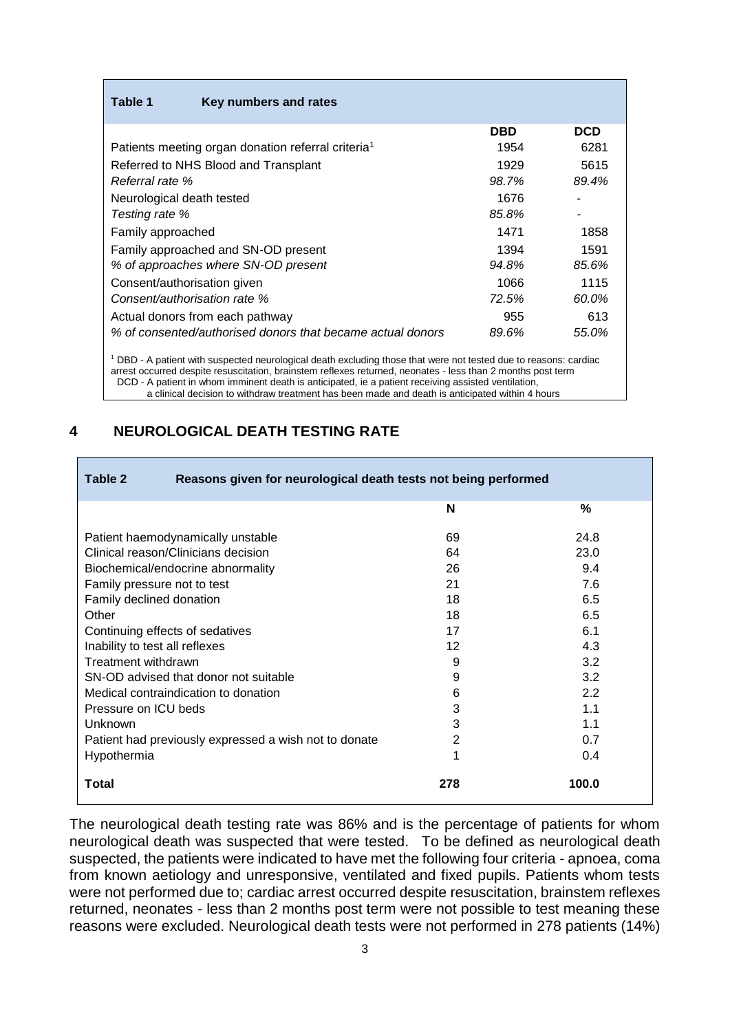| **Table 1** Key numbers and rates | | |
|---|---|---|
| | **DBD** | **DCD** |
| Patients meeting organ donation referral criteria[1] | 1954 | 6281 |
| Referred to NHS Blood and Transplant | 1929 | 5615 |
| *Referral rate %* | *98.7%* | *89.4%* |
| Neurological death tested | 1676 | - |
| *Testing rate %* | *85.8%* | - |
| Family approached | 1471 | 1858 |
| Family approached and SN-OD present | 1394 | 1591 |
| *% of approaches where SN-OD present* | *94.8%* | *85.6%* |
| Consent/authorisation given | 1066 | 1115 |
| *Consent/authorisation rate %* | *72.5%* | *60.0%* |
| Actual donors from each pathway | 955 | 613 |
| *% of consented/authorised donors that became actual donors* | *89.6%* | *55.0%* |

[1] DBD - A patient with suspected neurological death excluding those that were not tested due to reasons: cardiac arrest occurred despite resuscitation, brainstem reflexes returned, neonates - less than 2 months post term
DCD - A patient in whom imminent death is anticipated, ie a patient receiving assisted ventilation, a clinical decision to withdraw treatment has been made and death is anticipated within 4 hours

## 4 NEUROLOGICAL DEATH TESTING RATE

| **Table 2** Reasons given for neurological death tests not being performed | **N** | **%** |
|---|---|---|
| Patient haemodynamically unstable | 69 | 24.8 |
| Clinical reason/Clinicians decision | 64 | 23.0 |
| Biochemical/endocrine abnormality | 26 | 9.4 |
| Family pressure not to test | 21 | 7.6 |
| Family declined donation | 18 | 6.5 |
| Other | 18 | 6.5 |
| Continuing effects of sedatives | 17 | 6.1 |
| Inability to test all reflexes | 12 | 4.3 |
| Treatment withdrawn | 9 | 3.2 |
| SN-OD advised that donor not suitable | 9 | 3.2 |
| Medical contraindication to donation | 6 | 2.2 |
| Pressure on ICU beds | 3 | 1.1 |
| Unknown | 3 | 1.1 |
| Patient had previously expressed a wish not to donate | 2 | 0.7 |
| Hypothermia | 1 | 0.4 |
| **Total** | **278** | **100.0** |

The neurological death testing rate was 86% and is the percentage of patients for whom neurological death was suspected that were tested. To be defined as neurological death suspected, the patients were indicated to have met the following four criteria - apnoea, coma from known aetiology and unresponsive, ventilated and fixed pupils. Patients whom tests were not performed due to; cardiac arrest occurred despite resuscitation, brainstem reflexes returned, neonates - less than 2 months post term were not possible to test meaning these reasons were excluded. Neurological death tests were not performed in 278 patients (14%)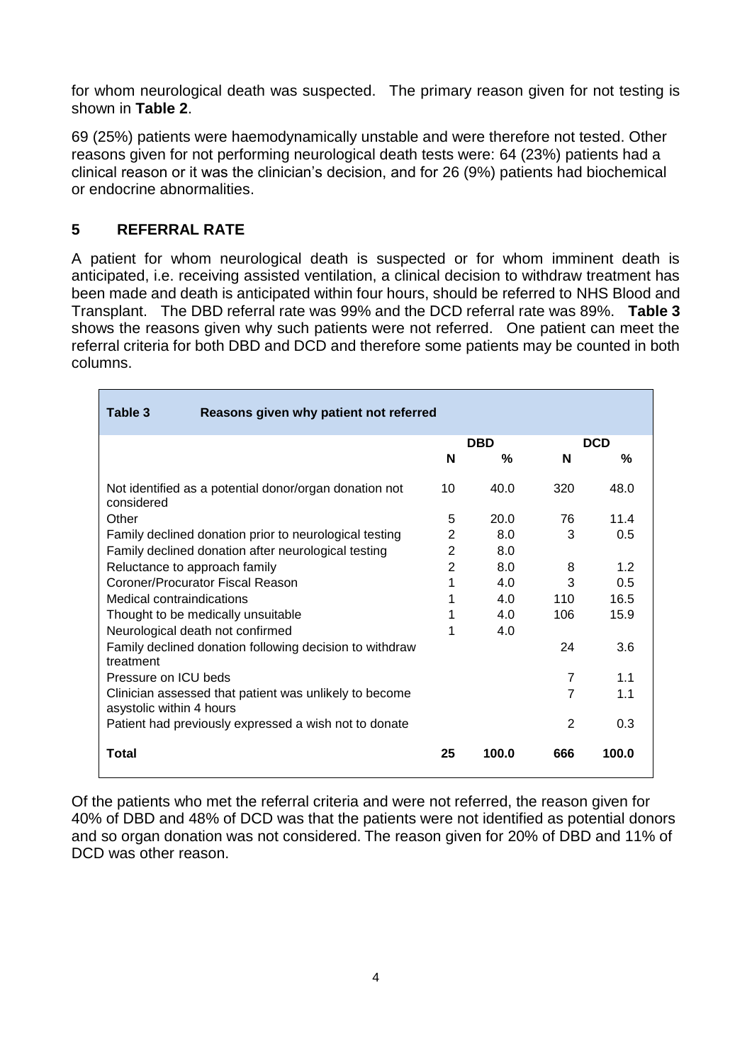for whom neurological death was suspected. The primary reason given for not testing is shown in **Table 2**.

69 (25%) patients were haemodynamically unstable and were therefore not tested. Other reasons given for not performing neurological death tests were: 64 (23%) patients had a clinical reason or it was the clinician's decision, and for 26 (9%) patients had biochemical or endocrine abnormalities.

## 5 REFERRAL RATE

A patient for whom neurological death is suspected or for whom imminent death is anticipated, i.e. receiving assisted ventilation, a clinical decision to withdraw treatment has been made and death is anticipated within four hours, should be referred to NHS Blood and Transplant. The DBD referral rate was 99% and the DCD referral rate was 89%. **Table 3** shows the reasons given why such patients were not referred. One patient can meet the referral criteria for both DBD and DCD and therefore some patients may be counted in both columns.

**Table 3 Reasons given why patient not referred**

| | DBD | | DCD | |
|---|---|---|---|---|
| | **N** | **%** | **N** | **%** |
| Not identified as a potential donor/organ donation not considered | 10 | 40.0 | 320 | 48.0 |
| Other | 5 | 20.0 | 76 | 11.4 |
| Family declined donation prior to neurological testing | 2 | 8.0 | 3 | 0.5 |
| Family declined donation after neurological testing | 2 | 8.0 | | |
| Reluctance to approach family | 2 | 8.0 | 8 | 1.2 |
| Coroner/Procurator Fiscal Reason | 1 | 4.0 | 3 | 0.5 |
| Medical contraindications | 1 | 4.0 | 110 | 16.5 |
| Thought to be medically unsuitable | 1 | 4.0 | 106 | 15.9 |
| Neurological death not confirmed | 1 | 4.0 | | |
| Family declined donation following decision to withdraw treatment | | | 24 | 3.6 |
| Pressure on ICU beds | | | 7 | 1.1 |
| Clinician assessed that patient was unlikely to become asystolic within 4 hours | | | 7 | 1.1 |
| Patient had previously expressed a wish not to donate | | | 2 | 0.3 |
| **Total** | **25** | **100.0** | **666** | **100.0** |

Of the patients who met the referral criteria and were not referred, the reason given for 40% of DBD and 48% of DCD was that the patients were not identified as potential donors and so organ donation was not considered. The reason given for 20% of DBD and 11% of DCD was other reason.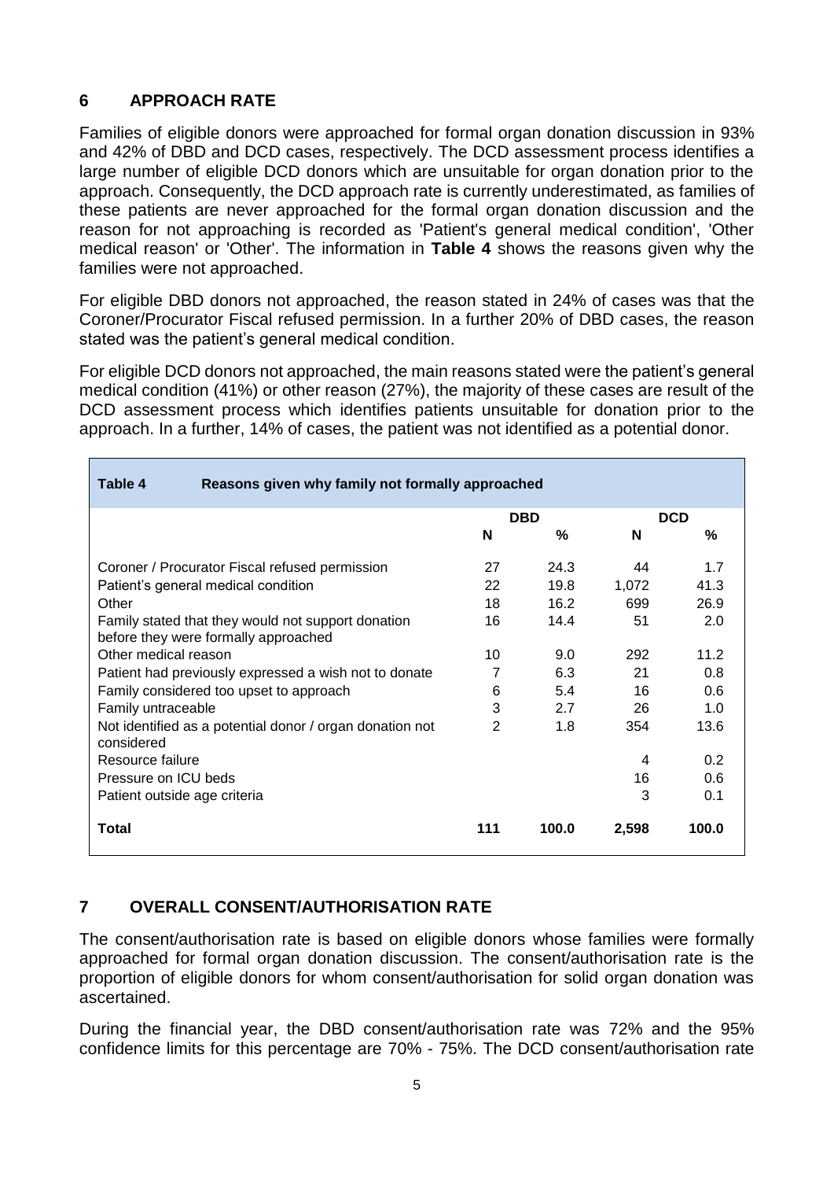## 6 APPROACH RATE

Families of eligible donors were approached for formal organ donation discussion in 93% and 42% of DBD and DCD cases, respectively. The DCD assessment process identifies a large number of eligible DCD donors which are unsuitable for organ donation prior to the approach. Consequently, the DCD approach rate is currently underestimated, as families of these patients are never approached for the formal organ donation discussion and the reason for not approaching is recorded as 'Patient's general medical condition', 'Other medical reason' or 'Other'. The information in **Table 4** shows the reasons given why the families were not approached.

For eligible DBD donors not approached, the reason stated in 24% of cases was that the Coroner/Procurator Fiscal refused permission. In a further 20% of DBD cases, the reason stated was the patient's general medical condition.

For eligible DCD donors not approached, the main reasons stated were the patient's general medical condition (41%) or other reason (27%), the majority of these cases are result of the DCD assessment process which identifies patients unsuitable for donation prior to the approach. In a further, 14% of cases, the patient was not identified as a potential donor.

**Table 4 Reasons given why family not formally approached**

| | DBD | | DCD | |
|---|---|---|---|---|
| | N | % | N | % |
| Coroner / Procurator Fiscal refused permission | 27 | 24.3 | 44 | 1.7 |
| Patient's general medical condition | 22 | 19.8 | 1,072 | 41.3 |
| Other | 18 | 16.2 | 699 | 26.9 |
| Family stated that they would not support donation before they were formally approached | 16 | 14.4 | 51 | 2.0 |
| Other medical reason | 10 | 9.0 | 292 | 11.2 |
| Patient had previously expressed a wish not to donate | 7 | 6.3 | 21 | 0.8 |
| Family considered too upset to approach | 6 | 5.4 | 16 | 0.6 |
| Family untraceable | 3 | 2.7 | 26 | 1.0 |
| Not identified as a potential donor / organ donation not considered | 2 | 1.8 | 354 | 13.6 |
| Resource failure | | | 4 | 0.2 |
| Pressure on ICU beds | | | 16 | 0.6 |
| Patient outside age criteria | | | 3 | 0.1 |
| **Total** | **111** | **100.0** | **2,598** | **100.0** |

## 7 OVERALL CONSENT/AUTHORISATION RATE

The consent/authorisation rate is based on eligible donors whose families were formally approached for formal organ donation discussion. The consent/authorisation rate is the proportion of eligible donors for whom consent/authorisation for solid organ donation was ascertained.

During the financial year, the DBD consent/authorisation rate was 72% and the 95% confidence limits for this percentage are 70% - 75%. The DCD consent/authorisation rate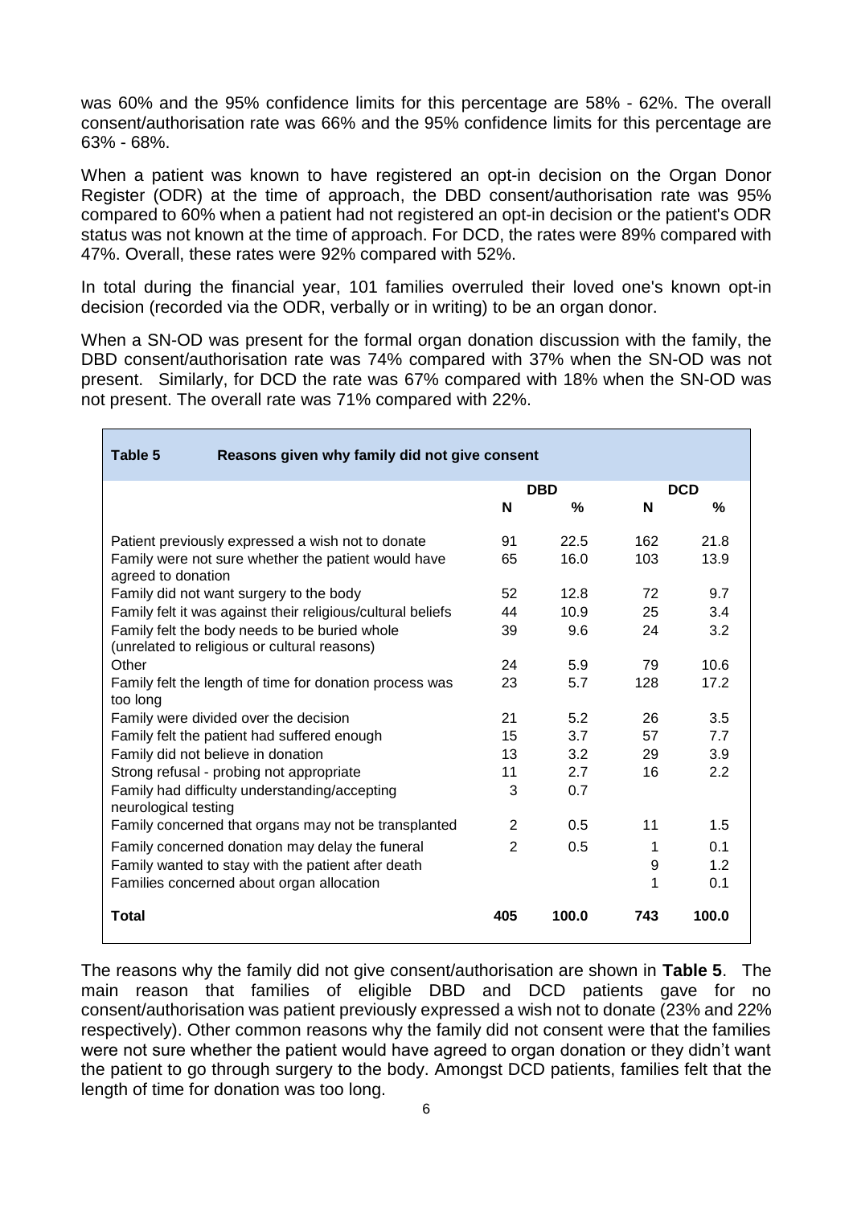was 60% and the 95% confidence limits for this percentage are 58% - 62%. The overall consent/authorisation rate was 66% and the 95% confidence limits for this percentage are 63% - 68%.

When a patient was known to have registered an opt-in decision on the Organ Donor Register (ODR) at the time of approach, the DBD consent/authorisation rate was 95% compared to 60% when a patient had not registered an opt-in decision or the patient's ODR status was not known at the time of approach. For DCD, the rates were 89% compared with 47%. Overall, these rates were 92% compared with 52%.

In total during the financial year, 101 families overruled their loved one's known opt-in decision (recorded via the ODR, verbally or in writing) to be an organ donor.

When a SN-OD was present for the formal organ donation discussion with the family, the DBD consent/authorisation rate was 74% compared with 37% when the SN-OD was not present. Similarly, for DCD the rate was 67% compared with 18% when the SN-OD was not present. The overall rate was 71% compared with 22%.

**Table 5 Reasons given why family did not give consent**

| | DBD | | DCD | |
|---|---|---|---|---|
| | N | % | N | % |
| Patient previously expressed a wish not to donate | 91 | 22.5 | 162 | 21.8 |
| Family were not sure whether the patient would have agreed to donation | 65 | 16.0 | 103 | 13.9 |
| Family did not want surgery to the body | 52 | 12.8 | 72 | 9.7 |
| Family felt it was against their religious/cultural beliefs | 44 | 10.9 | 25 | 3.4 |
| Family felt the body needs to be buried whole (unrelated to religious or cultural reasons) | 39 | 9.6 | 24 | 3.2 |
| Other | 24 | 5.9 | 79 | 10.6 |
| Family felt the length of time for donation process was too long | 23 | 5.7 | 128 | 17.2 |
| Family were divided over the decision | 21 | 5.2 | 26 | 3.5 |
| Family felt the patient had suffered enough | 15 | 3.7 | 57 | 7.7 |
| Family did not believe in donation | 13 | 3.2 | 29 | 3.9 |
| Strong refusal - probing not appropriate | 11 | 2.7 | 16 | 2.2 |
| Family had difficulty understanding/accepting neurological testing | 3 | 0.7 | | |
| Family concerned that organs may not be transplanted | 2 | 0.5 | 11 | 1.5 |
| Family concerned donation may delay the funeral | 2 | 0.5 | 1 | 0.1 |
| Family wanted to stay with the patient after death | | | 9 | 1.2 |
| Families concerned about organ allocation | | | 1 | 0.1 |
| **Total** | **405** | **100.0** | **743** | **100.0** |

The reasons why the family did not give consent/authorisation are shown in **Table 5**. The main reason that families of eligible DBD and DCD patients gave for no consent/authorisation was patient previously expressed a wish not to donate (23% and 22% respectively). Other common reasons why the family did not consent were that the families were not sure whether the patient would have agreed to organ donation or they didn't want the patient to go through surgery to the body. Amongst DCD patients, families felt that the length of time for donation was too long.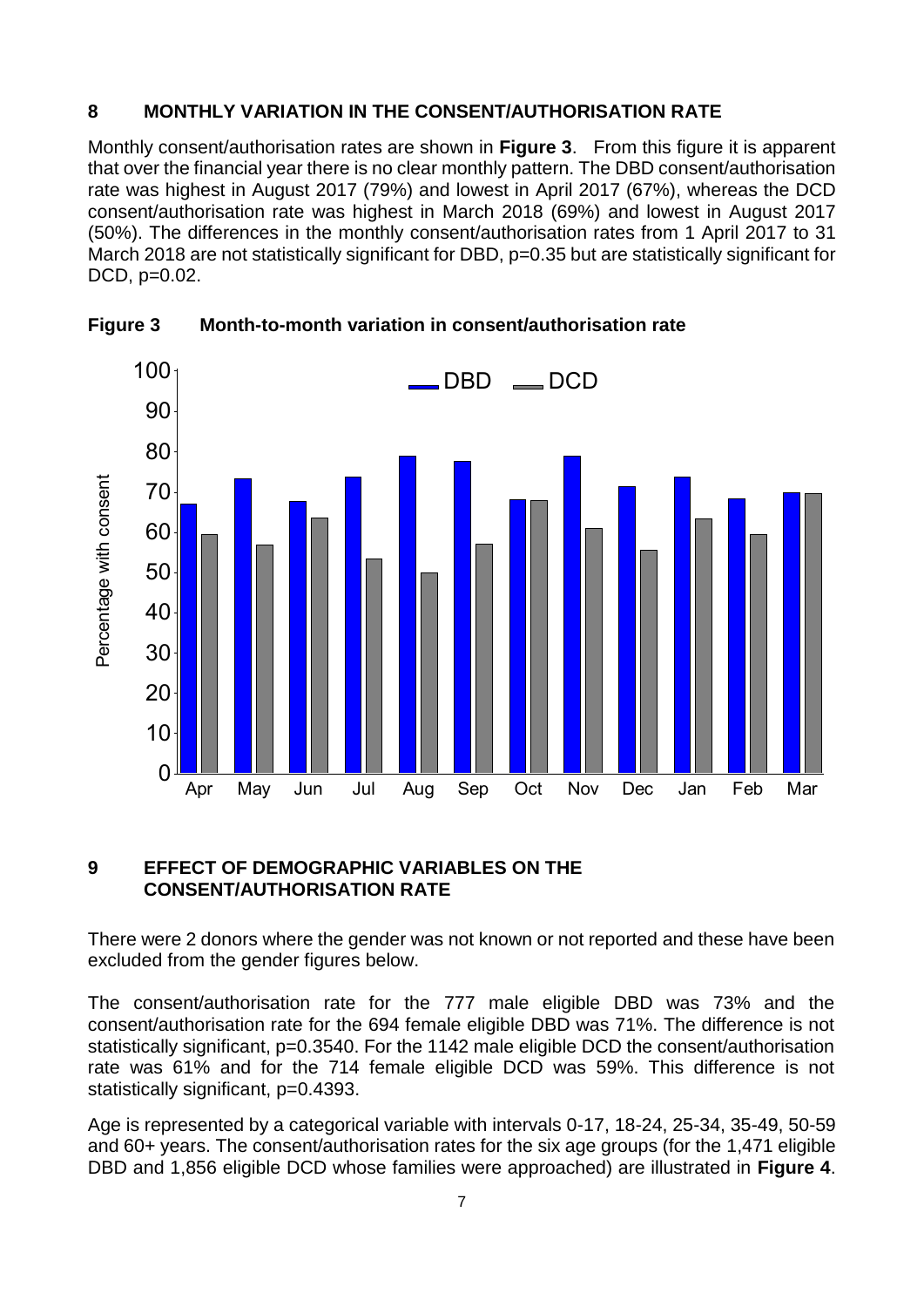## 8 MONTHLY VARIATION IN THE CONSENT/AUTHORISATION RATE

Monthly consent/authorisation rates are shown in **Figure 3**. From this figure it is apparent that over the financial year there is no clear monthly pattern. The DBD consent/authorisation rate was highest in August 2017 (79%) and lowest in April 2017 (67%), whereas the DCD consent/authorisation rate was highest in March 2018 (69%) and lowest in August 2017 (50%). The differences in the monthly consent/authorisation rates from 1 April 2017 to 31 March 2018 are not statistically significant for DBD, p=0.35 but are statistically significant for DCD, p=0.02.

**Figure 3 Month-to-month variation in consent/authorisation rate**

## 9 EFFECT OF DEMOGRAPHIC VARIABLES ON THE CONSENT/AUTHORISATION RATE

There were 2 donors where the gender was not known or not reported and these have been excluded from the gender figures below.

The consent/authorisation rate for the 777 male eligible DBD was 73% and the consent/authorisation rate for the 694 female eligible DBD was 71%. The difference is not statistically significant, p=0.3540. For the 1142 male eligible DCD the consent/authorisation rate was 61% and for the 714 female eligible DCD was 59%. This difference is not statistically significant, p=0.4393.

Age is represented by a categorical variable with intervals 0-17, 18-24, 25-34, 35-49, 50-59 and 60+ years. The consent/authorisation rates for the six age groups (for the 1,471 eligible DBD and 1,856 eligible DCD whose families were approached) are illustrated in **Figure 4**.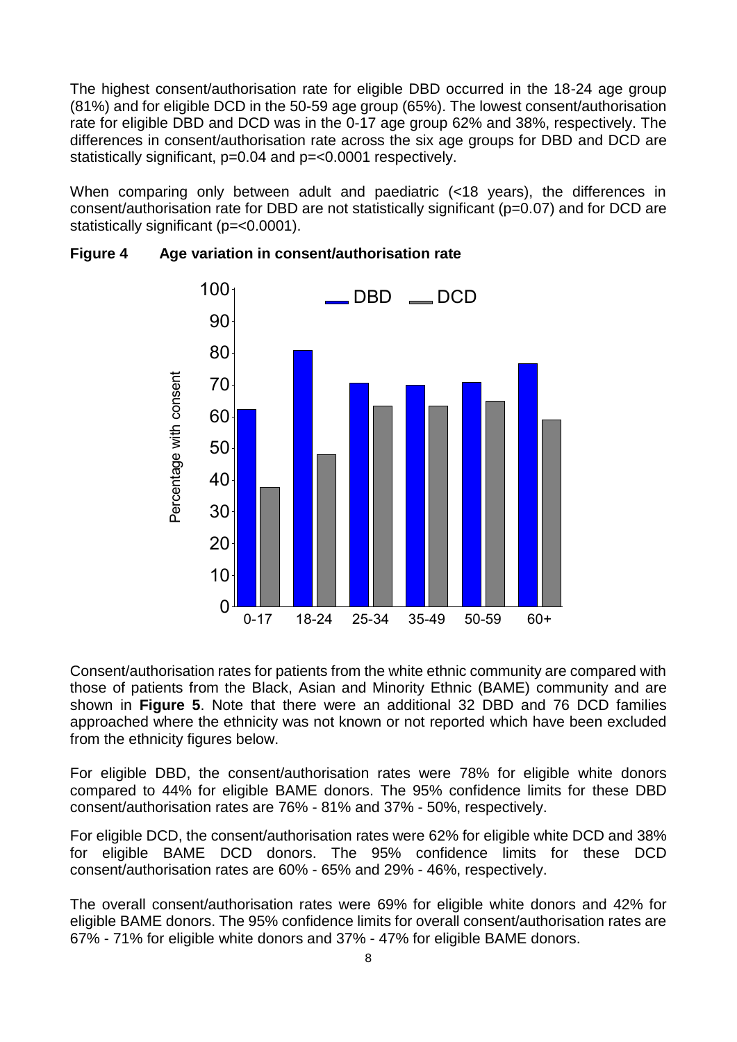The highest consent/authorisation rate for eligible DBD occurred in the 18-24 age group (81%) and for eligible DCD in the 50-59 age group (65%). The lowest consent/authorisation rate for eligible DBD and DCD was in the 0-17 age group 62% and 38%, respectively. The differences in consent/authorisation rate across the six age groups for DBD and DCD are statistically significant, p=0.04 and p=<0.0001 respectively.

When comparing only between adult and paediatric (<18 years), the differences in consent/authorisation rate for DBD are not statistically significant (p=0.07) and for DCD are statistically significant (p=<0.0001).

**Figure 4 Age variation in consent/authorisation rate**

Consent/authorisation rates for patients from the white ethnic community are compared with those of patients from the Black, Asian and Minority Ethnic (BAME) community and are shown in **Figure 5**. Note that there were an additional 32 DBD and 76 DCD families approached where the ethnicity was not known or not reported which have been excluded from the ethnicity figures below.

For eligible DBD, the consent/authorisation rates were 78% for eligible white donors compared to 44% for eligible BAME donors. The 95% confidence limits for these DBD consent/authorisation rates are 76% - 81% and 37% - 50%, respectively.

For eligible DCD, the consent/authorisation rates were 62% for eligible white DCD and 38% for eligible BAME DCD donors. The 95% confidence limits for these DCD consent/authorisation rates are 60% - 65% and 29% - 46%, respectively.

The overall consent/authorisation rates were 69% for eligible white donors and 42% for eligible BAME donors. The 95% confidence limits for overall consent/authorisation rates are 67% - 71% for eligible white donors and 37% - 47% for eligible BAME donors.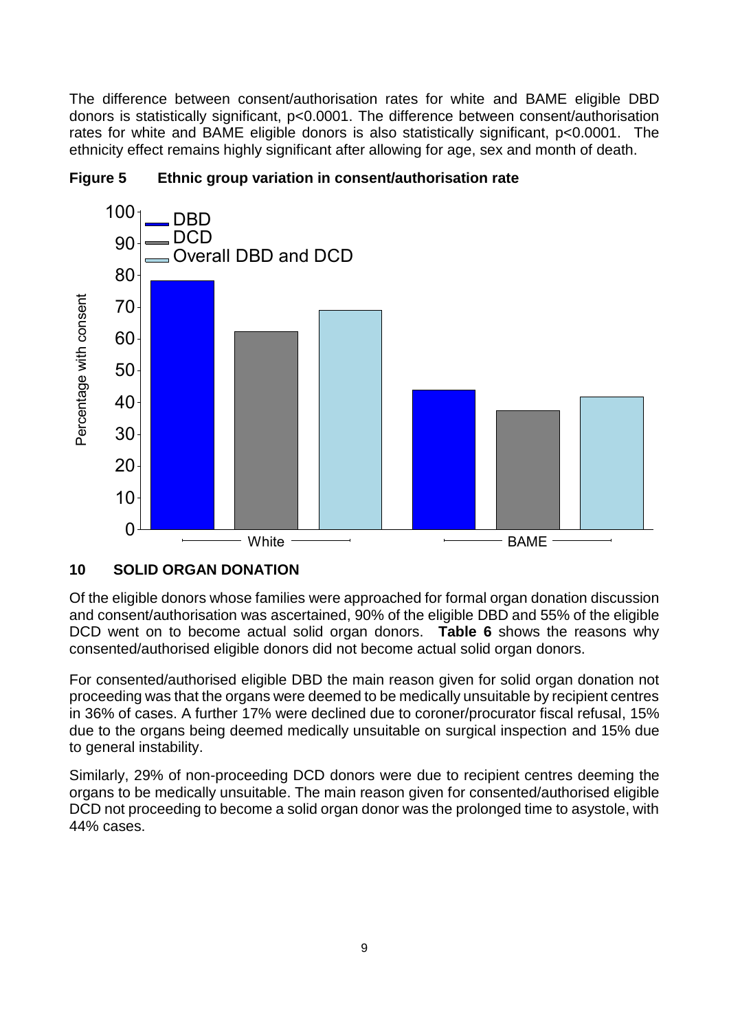The difference between consent/authorisation rates for white and BAME eligible DBD donors is statistically significant, $p<0.0001$. The difference between consent/authorisation rates for white and BAME eligible donors is also statistically significant, $p<0.0001$. The ethnicity effect remains highly significant after allowing for age, sex and month of death.

**Figure 5 Ethnic group variation in consent/authorisation rate**

## 10 SOLID ORGAN DONATION

Of the eligible donors whose families were approached for formal organ donation discussion and consent/authorisation was ascertained, 90% of the eligible DBD and 55% of the eligible DCD went on to become actual solid organ donors. **Table 6** shows the reasons why consented/authorised eligible donors did not become actual solid organ donors.

For consented/authorised eligible DBD the main reason given for solid organ donation not proceeding was that the organs were deemed to be medically unsuitable by recipient centres in 36% of cases. A further 17% were declined due to coroner/procurator fiscal refusal, 15% due to the organs being deemed medically unsuitable on surgical inspection and 15% due to general instability.

Similarly, 29% of non-proceeding DCD donors were due to recipient centres deeming the organs to be medically unsuitable. The main reason given for consented/authorised eligible DCD not proceeding to become a solid organ donor was the prolonged time to asystole, with 44% cases.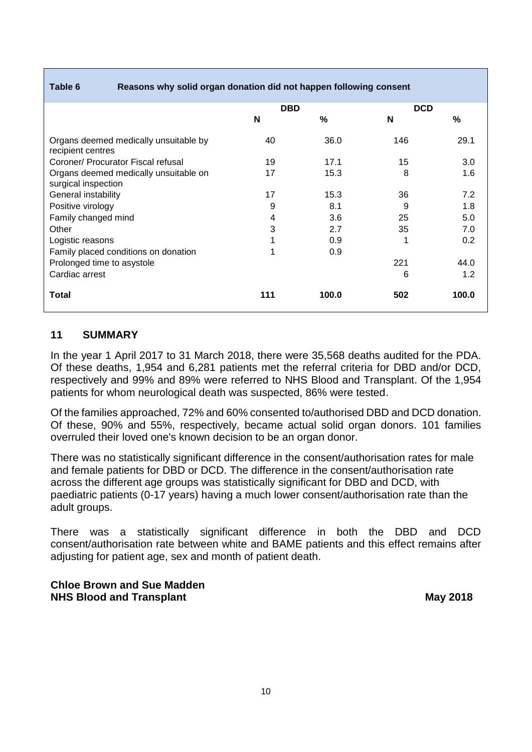**Table 6 Reasons why solid organ donation did not happen following consent**

| | DBD | | DCD | |
|---|---|---|---|---|
| | **N** | **%** | **N** | **%** |
| Organs deemed medically unsuitable by recipient centres | 40 | 36.0 | 146 | 29.1 |
| Coroner/ Procurator Fiscal refusal | 19 | 17.1 | 15 | 3.0 |
| Organs deemed medically unsuitable on surgical inspection | 17 | 15.3 | 8 | 1.6 |
| General instability | 17 | 15.3 | 36 | 7.2 |
| Positive virology | 9 | 8.1 | 9 | 1.8 |
| Family changed mind | 4 | 3.6 | 25 | 5.0 |
| Other | 3 | 2.7 | 35 | 7.0 |
| Logistic reasons | 1 | 0.9 | 1 | 0.2 |
| Family placed conditions on donation | 1 | 0.9 | | |
| Prolonged time to asystole | | | 221 | 44.0 |
| Cardiac arrest | | | 6 | 1.2 |
| **Total** | **111** | **100.0** | **502** | **100.0** |

## 11 SUMMARY

In the year 1 April 2017 to 31 March 2018, there were 35,568 deaths audited for the PDA. Of these deaths, 1,954 and 6,281 patients met the referral criteria for DBD and/or DCD, respectively and 99% and 89% were referred to NHS Blood and Transplant. Of the 1,954 patients for whom neurological death was suspected, 86% were tested.

Of the families approached, 72% and 60% consented to/authorised DBD and DCD donation. Of these, 90% and 55%, respectively, became actual solid organ donors. 101 families overruled their loved one's known decision to be an organ donor.

There was no statistically significant difference in the consent/authorisation rates for male and female patients for DBD or DCD. The difference in the consent/authorisation rate across the different age groups was statistically significant for DBD and DCD, with paediatric patients (0-17 years) having a much lower consent/authorisation rate than the adult groups.

There was a statistically significant difference in both the DBD and DCD consent/authorisation rate between white and BAME patients and this effect remains after adjusting for patient age, sex and month of patient death.

**Chloe Brown and Sue Madden**
**NHS Blood and Transplant** **May 2018**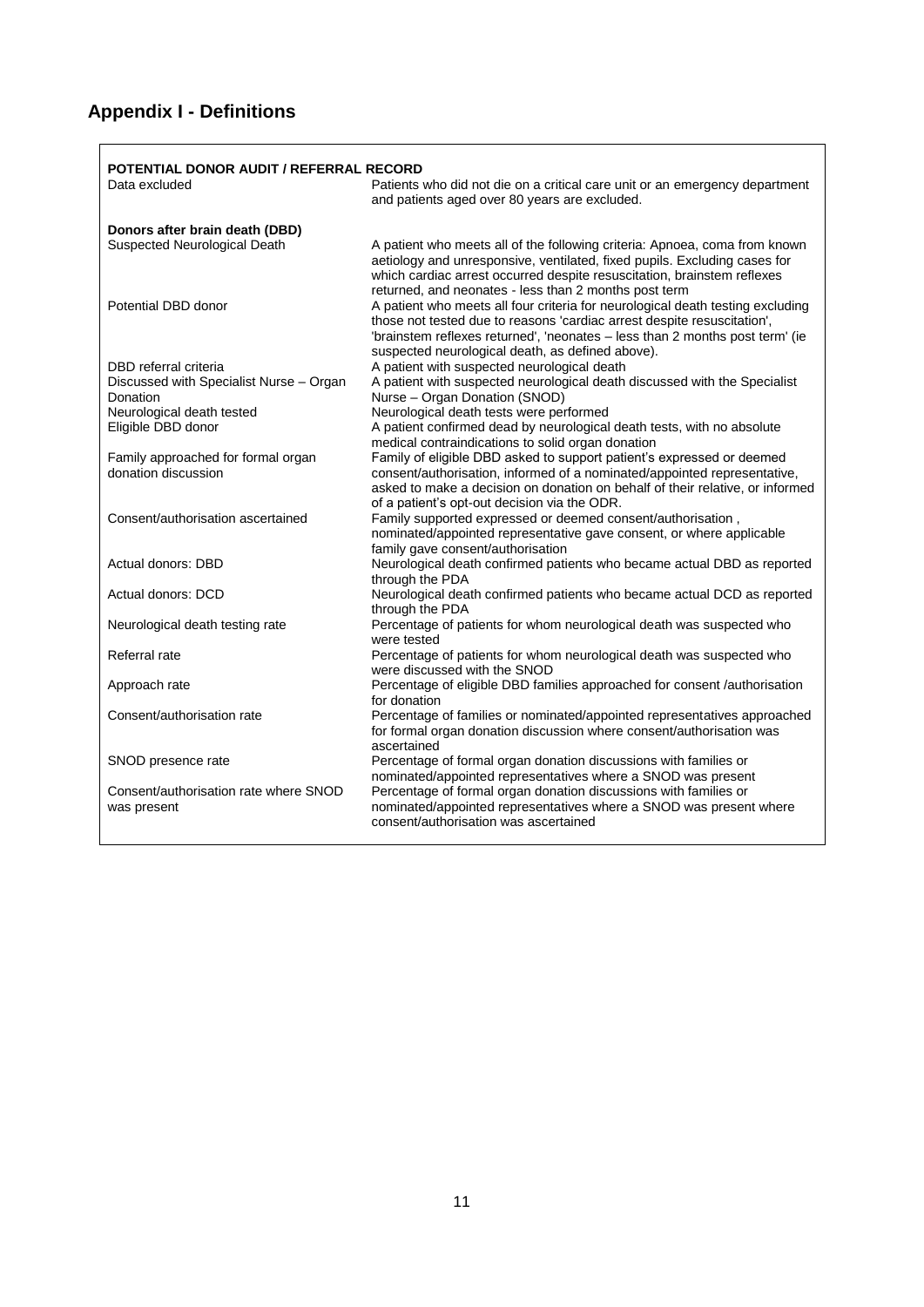## Appendix I - Definitions

| **POTENTIAL DONOR AUDIT / REFERRAL RECORD** | |
|---|---|
| Data excluded | Patients who did not die on a critical care unit or an emergency department and patients aged over 80 years are excluded. |
| **Donors after brain death (DBD)** | |
| Suspected Neurological Death | A patient who meets all of the following criteria: Apnoea, coma from known aetiology and unresponsive, ventilated, fixed pupils. Excluding cases for which cardiac arrest occurred despite resuscitation, brainstem reflexes returned, and neonates - less than 2 months post term |
| Potential DBD donor | A patient who meets all four criteria for neurological death testing excluding those not tested due to reasons 'cardiac arrest despite resuscitation', 'brainstem reflexes returned', 'neonates – less than 2 months post term' (ie suspected neurological death, as defined above). |
| DBD referral criteria | A patient with suspected neurological death |
| Discussed with Specialist Nurse – Organ Donation | A patient with suspected neurological death discussed with the Specialist Nurse – Organ Donation (SNOD) |
| Neurological death tested | Neurological death tests were performed |
| Eligible DBD donor | A patient confirmed dead by neurological death tests, with no absolute medical contraindications to solid organ donation |
| Family approached for formal organ donation discussion | Family of eligible DBD asked to support patient's expressed or deemed consent/authorisation, informed of a nominated/appointed representative, asked to make a decision on donation on behalf of their relative, or informed of a patient's opt-out decision via the ODR. |
| Consent/authorisation ascertained | Family supported expressed or deemed consent/authorisation , nominated/appointed representative gave consent, or where applicable family gave consent/authorisation |
| Actual donors: DBD | Neurological death confirmed patients who became actual DBD as reported through the PDA |
| Actual donors: DCD | Neurological death confirmed patients who became actual DCD as reported through the PDA |
| Neurological death testing rate | Percentage of patients for whom neurological death was suspected who were tested |
| Referral rate | Percentage of patients for whom neurological death was suspected who were discussed with the SNOD |
| Approach rate | Percentage of eligible DBD families approached for consent /authorisation for donation |
| Consent/authorisation rate | Percentage of families or nominated/appointed representatives approached for formal organ donation discussion where consent/authorisation was ascertained |
| SNOD presence rate | Percentage of formal organ donation discussions with families or nominated/appointed representatives where a SNOD was present |
| Consent/authorisation rate where SNOD was present | Percentage of formal organ donation discussions with families or nominated/appointed representatives where a SNOD was present where consent/authorisation was ascertained |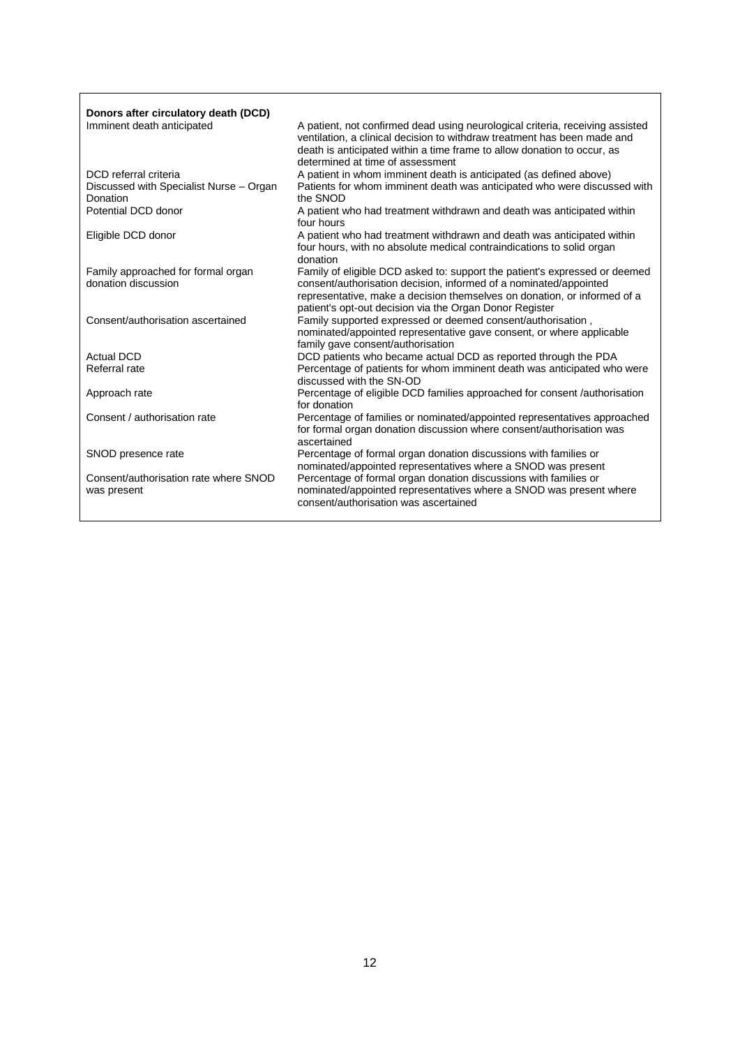| | |
|---|---|
| **Donors after circulatory death (DCD)** | |
| Imminent death anticipated | A patient, not confirmed dead using neurological criteria, receiving assisted ventilation, a clinical decision to withdraw treatment has been made and death is anticipated within a time frame to allow donation to occur, as determined at time of assessment |
| DCD referral criteria | A patient in whom imminent death is anticipated (as defined above) |
| Discussed with Specialist Nurse – Organ Donation | Patients for whom imminent death was anticipated who were discussed with the SNOD |
| Potential DCD donor | A patient who had treatment withdrawn and death was anticipated within four hours |
| Eligible DCD donor | A patient who had treatment withdrawn and death was anticipated within four hours, with no absolute medical contraindications to solid organ donation |
| Family approached for formal organ donation discussion | Family of eligible DCD asked to: support the patient's expressed or deemed consent/authorisation decision, informed of a nominated/appointed representative, make a decision themselves on donation, or informed of a patient's opt-out decision via the Organ Donor Register |
| Consent/authorisation ascertained | Family supported expressed or deemed consent/authorisation , nominated/appointed representative gave consent, or where applicable family gave consent/authorisation |
| Actual DCD | DCD patients who became actual DCD as reported through the PDA |
| Referral rate | Percentage of patients for whom imminent death was anticipated who were discussed with the SN-OD |
| Approach rate | Percentage of eligible DCD families approached for consent /authorisation for donation |
| Consent / authorisation rate | Percentage of families or nominated/appointed representatives approached for formal organ donation discussion where consent/authorisation was ascertained |
| SNOD presence rate | Percentage of formal organ donation discussions with families or nominated/appointed representatives where a SNOD was present |
| Consent/authorisation rate where SNOD was present | Percentage of formal organ donation discussions with families or nominated/appointed representatives where a SNOD was present where consent/authorisation was ascertained |